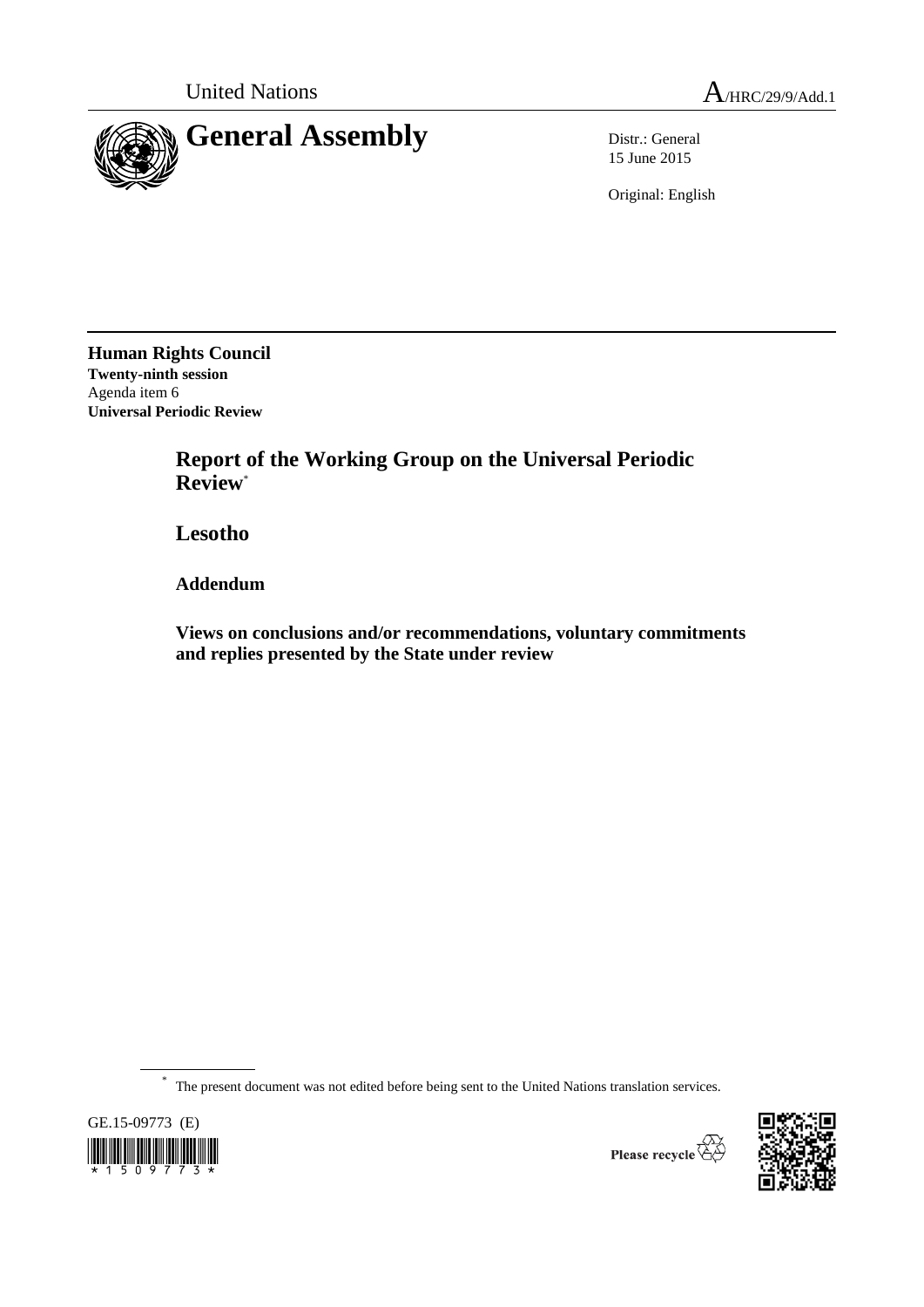United Nations — A/HRC/29/9/Add.1

# General Assembly

Distr.: General
15 June 2015

Original: English

**Human Rights Council**
**Twenty-ninth session**
Agenda item 6
**Universal Periodic Review**

## Report of the Working Group on the Universal Periodic Review[*]

## Lesotho

### Addendum

### Views on conclusions and/or recommendations, voluntary commitments and replies presented by the State under review

[*] The present document was not edited before being sent to the United Nations translation services.

GE.15-09773 (E)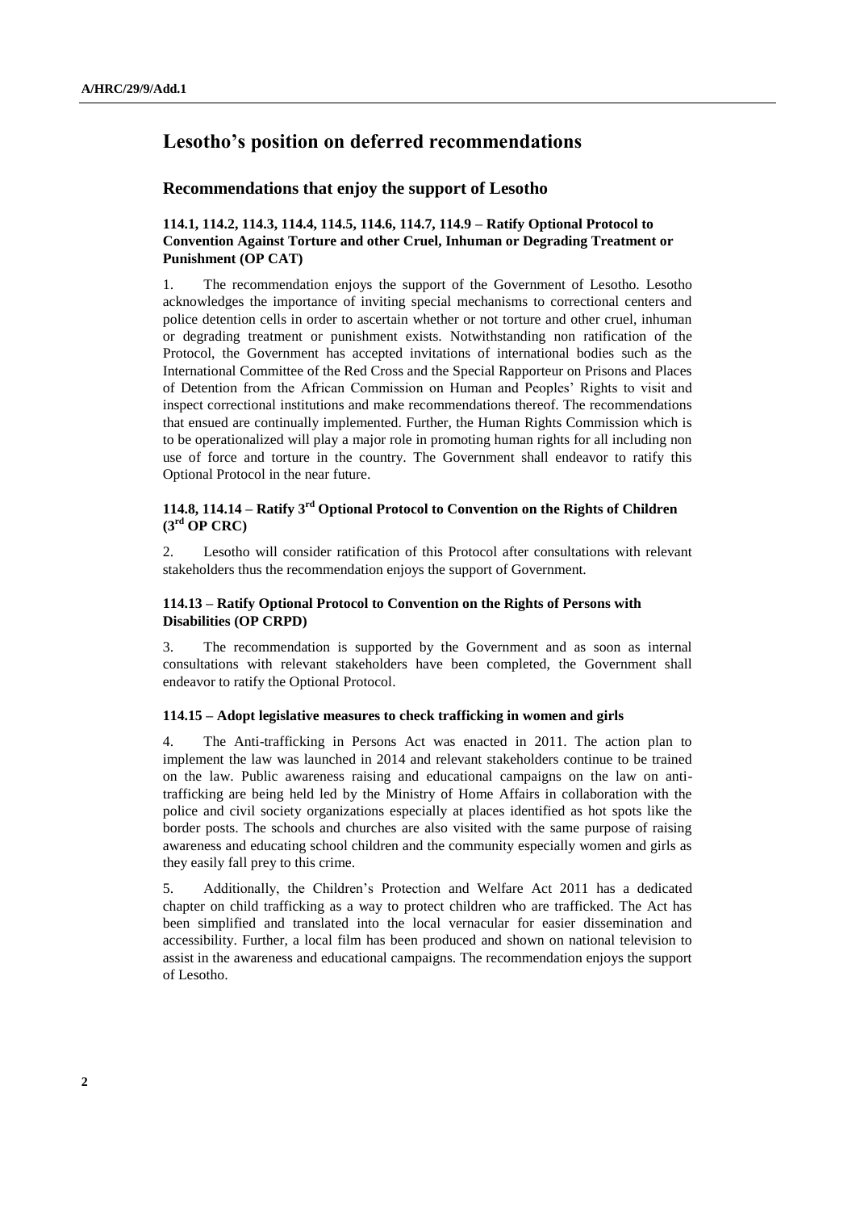# Lesotho's position on deferred recommendations

## Recommendations that enjoy the support of Lesotho

### 114.1, 114.2, 114.3, 114.4, 114.5, 114.6, 114.7, 114.9 – Ratify Optional Protocol to Convention Against Torture and other Cruel, Inhuman or Degrading Treatment or Punishment (OP CAT)

1. The recommendation enjoys the support of the Government of Lesotho. Lesotho acknowledges the importance of inviting special mechanisms to correctional centers and police detention cells in order to ascertain whether or not torture and other cruel, inhuman or degrading treatment or punishment exists. Notwithstanding non ratification of the Protocol, the Government has accepted invitations of international bodies such as the International Committee of the Red Cross and the Special Rapporteur on Prisons and Places of Detention from the African Commission on Human and Peoples' Rights to visit and inspect correctional institutions and make recommendations thereof. The recommendations that ensued are continually implemented. Further, the Human Rights Commission which is to be operationalized will play a major role in promoting human rights for all including non use of force and torture in the country. The Government shall endeavor to ratify this Optional Protocol in the near future.

### 114.8, 114.14 – Ratify 3rd Optional Protocol to Convention on the Rights of Children (3rd OP CRC)

2. Lesotho will consider ratification of this Protocol after consultations with relevant stakeholders thus the recommendation enjoys the support of Government.

### 114.13 – Ratify Optional Protocol to Convention on the Rights of Persons with Disabilities (OP CRPD)

3. The recommendation is supported by the Government and as soon as internal consultations with relevant stakeholders have been completed, the Government shall endeavor to ratify the Optional Protocol.

#### 114.15 – Adopt legislative measures to check trafficking in women and girls

4. The Anti-trafficking in Persons Act was enacted in 2011. The action plan to implement the law was launched in 2014 and relevant stakeholders continue to be trained on the law. Public awareness raising and educational campaigns on the law on anti-trafficking are being held led by the Ministry of Home Affairs in collaboration with the police and civil society organizations especially at places identified as hot spots like the border posts. The schools and churches are also visited with the same purpose of raising awareness and educating school children and the community especially women and girls as they easily fall prey to this crime.

5. Additionally, the Children's Protection and Welfare Act 2011 has a dedicated chapter on child trafficking as a way to protect children who are trafficked. The Act has been simplified and translated into the local vernacular for easier dissemination and accessibility. Further, a local film has been produced and shown on national television to assist in the awareness and educational campaigns. The recommendation enjoys the support of Lesotho.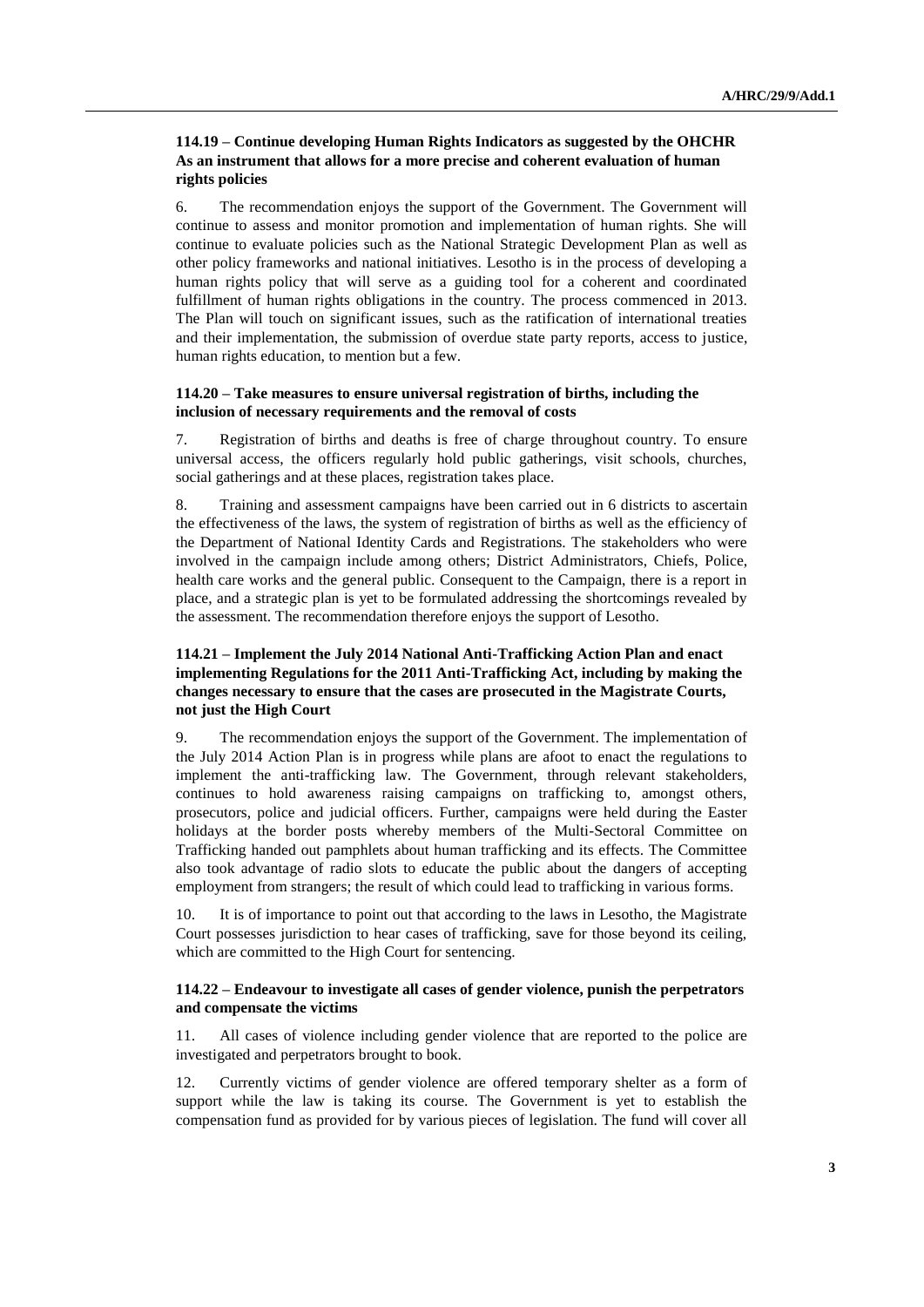### 114.19 – Continue developing Human Rights Indicators as suggested by the OHCHR As an instrument that allows for a more precise and coherent evaluation of human rights policies

6. The recommendation enjoys the support of the Government. The Government will continue to assess and monitor promotion and implementation of human rights. She will continue to evaluate policies such as the National Strategic Development Plan as well as other policy frameworks and national initiatives. Lesotho is in the process of developing a human rights policy that will serve as a guiding tool for a coherent and coordinated fulfillment of human rights obligations in the country. The process commenced in 2013. The Plan will touch on significant issues, such as the ratification of international treaties and their implementation, the submission of overdue state party reports, access to justice, human rights education, to mention but a few.

### 114.20 – Take measures to ensure universal registration of births, including the inclusion of necessary requirements and the removal of costs

7. Registration of births and deaths is free of charge throughout country. To ensure universal access, the officers regularly hold public gatherings, visit schools, churches, social gatherings and at these places, registration takes place.

8. Training and assessment campaigns have been carried out in 6 districts to ascertain the effectiveness of the laws, the system of registration of births as well as the efficiency of the Department of National Identity Cards and Registrations. The stakeholders who were involved in the campaign include among others; District Administrators, Chiefs, Police, health care works and the general public. Consequent to the Campaign, there is a report in place, and a strategic plan is yet to be formulated addressing the shortcomings revealed by the assessment. The recommendation therefore enjoys the support of Lesotho.

### 114.21 – Implement the July 2014 National Anti-Trafficking Action Plan and enact implementing Regulations for the 2011 Anti-Trafficking Act, including by making the changes necessary to ensure that the cases are prosecuted in the Magistrate Courts, not just the High Court

9. The recommendation enjoys the support of the Government. The implementation of the July 2014 Action Plan is in progress while plans are afoot to enact the regulations to implement the anti-trafficking law. The Government, through relevant stakeholders, continues to hold awareness raising campaigns on trafficking to, amongst others, prosecutors, police and judicial officers. Further, campaigns were held during the Easter holidays at the border posts whereby members of the Multi-Sectoral Committee on Trafficking handed out pamphlets about human trafficking and its effects. The Committee also took advantage of radio slots to educate the public about the dangers of accepting employment from strangers; the result of which could lead to trafficking in various forms.

10. It is of importance to point out that according to the laws in Lesotho, the Magistrate Court possesses jurisdiction to hear cases of trafficking, save for those beyond its ceiling, which are committed to the High Court for sentencing.

### 114.22 – Endeavour to investigate all cases of gender violence, punish the perpetrators and compensate the victims

11. All cases of violence including gender violence that are reported to the police are investigated and perpetrators brought to book.

12. Currently victims of gender violence are offered temporary shelter as a form of support while the law is taking its course. The Government is yet to establish the compensation fund as provided for by various pieces of legislation. The fund will cover all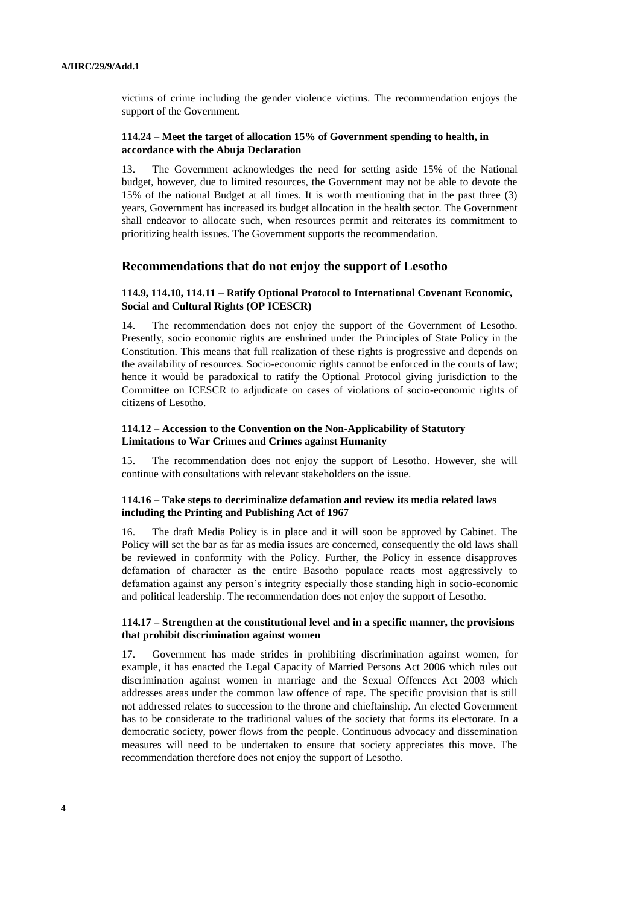victims of crime including the gender violence victims. The recommendation enjoys the support of the Government.

#### 114.24 – Meet the target of allocation 15% of Government spending to health, in accordance with the Abuja Declaration

13. The Government acknowledges the need for setting aside 15% of the National budget, however, due to limited resources, the Government may not be able to devote the 15% of the national Budget at all times. It is worth mentioning that in the past three (3) years, Government has increased its budget allocation in the health sector. The Government shall endeavor to allocate such, when resources permit and reiterates its commitment to prioritizing health issues. The Government supports the recommendation.

### Recommendations that do not enjoy the support of Lesotho

#### 114.9, 114.10, 114.11 – Ratify Optional Protocol to International Covenant Economic, Social and Cultural Rights (OP ICESCR)

14. The recommendation does not enjoy the support of the Government of Lesotho. Presently, socio economic rights are enshrined under the Principles of State Policy in the Constitution. This means that full realization of these rights is progressive and depends on the availability of resources. Socio-economic rights cannot be enforced in the courts of law; hence it would be paradoxical to ratify the Optional Protocol giving jurisdiction to the Committee on ICESCR to adjudicate on cases of violations of socio-economic rights of citizens of Lesotho.

#### 114.12 – Accession to the Convention on the Non-Applicability of Statutory Limitations to War Crimes and Crimes against Humanity

15. The recommendation does not enjoy the support of Lesotho. However, she will continue with consultations with relevant stakeholders on the issue.

#### 114.16 – Take steps to decriminalize defamation and review its media related laws including the Printing and Publishing Act of 1967

16. The draft Media Policy is in place and it will soon be approved by Cabinet. The Policy will set the bar as far as media issues are concerned, consequently the old laws shall be reviewed in conformity with the Policy. Further, the Policy in essence disapproves defamation of character as the entire Basotho populace reacts most aggressively to defamation against any person's integrity especially those standing high in socio-economic and political leadership. The recommendation does not enjoy the support of Lesotho.

#### 114.17 – Strengthen at the constitutional level and in a specific manner, the provisions that prohibit discrimination against women

17. Government has made strides in prohibiting discrimination against women, for example, it has enacted the Legal Capacity of Married Persons Act 2006 which rules out discrimination against women in marriage and the Sexual Offences Act 2003 which addresses areas under the common law offence of rape. The specific provision that is still not addressed relates to succession to the throne and chieftainship. An elected Government has to be considerate to the traditional values of the society that forms its electorate. In a democratic society, power flows from the people. Continuous advocacy and dissemination measures will need to be undertaken to ensure that society appreciates this move. The recommendation therefore does not enjoy the support of Lesotho.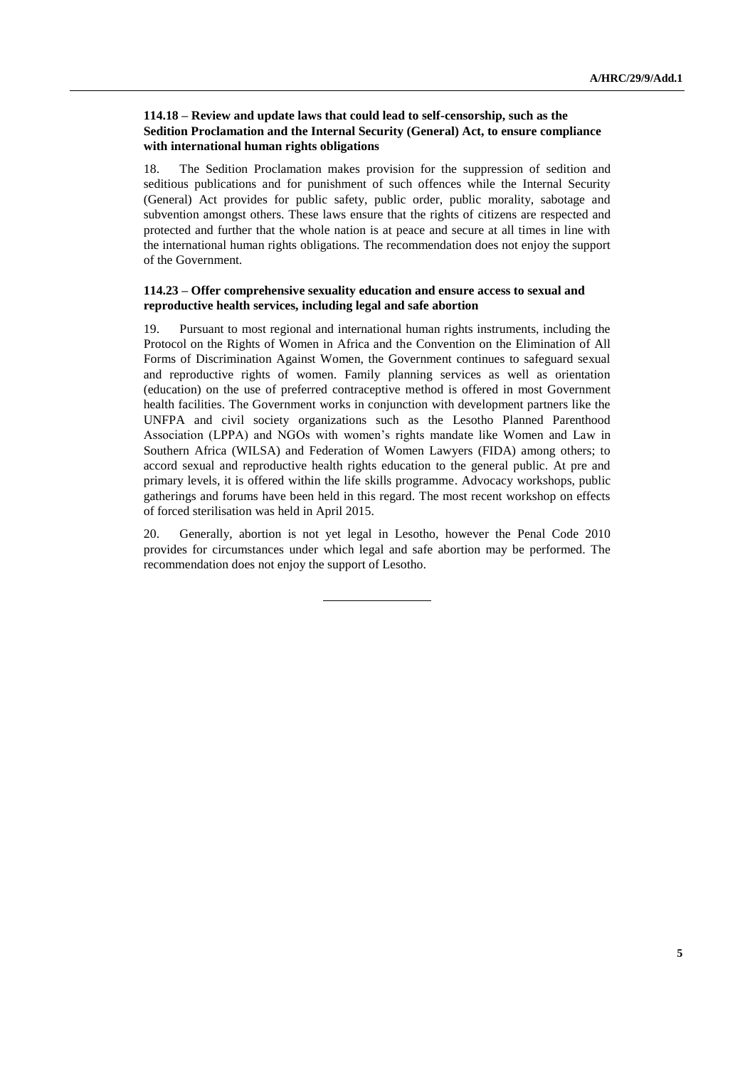**114.18 – Review and update laws that could lead to self-censorship, such as the Sedition Proclamation and the Internal Security (General) Act, to ensure compliance with international human rights obligations**

18. The Sedition Proclamation makes provision for the suppression of sedition and seditious publications and for punishment of such offences while the Internal Security (General) Act provides for public safety, public order, public morality, sabotage and subvention amongst others. These laws ensure that the rights of citizens are respected and protected and further that the whole nation is at peace and secure at all times in line with the international human rights obligations. The recommendation does not enjoy the support of the Government.

**114.23 – Offer comprehensive sexuality education and ensure access to sexual and reproductive health services, including legal and safe abortion**

19. Pursuant to most regional and international human rights instruments, including the Protocol on the Rights of Women in Africa and the Convention on the Elimination of All Forms of Discrimination Against Women, the Government continues to safeguard sexual and reproductive rights of women. Family planning services as well as orientation (education) on the use of preferred contraceptive method is offered in most Government health facilities. The Government works in conjunction with development partners like the UNFPA and civil society organizations such as the Lesotho Planned Parenthood Association (LPPA) and NGOs with women's rights mandate like Women and Law in Southern Africa (WILSA) and Federation of Women Lawyers (FIDA) among others; to accord sexual and reproductive health rights education to the general public. At pre and primary levels, it is offered within the life skills programme. Advocacy workshops, public gatherings and forums have been held in this regard. The most recent workshop on effects of forced sterilisation was held in April 2015.

20. Generally, abortion is not yet legal in Lesotho, however the Penal Code 2010 provides for circumstances under which legal and safe abortion may be performed. The recommendation does not enjoy the support of Lesotho.